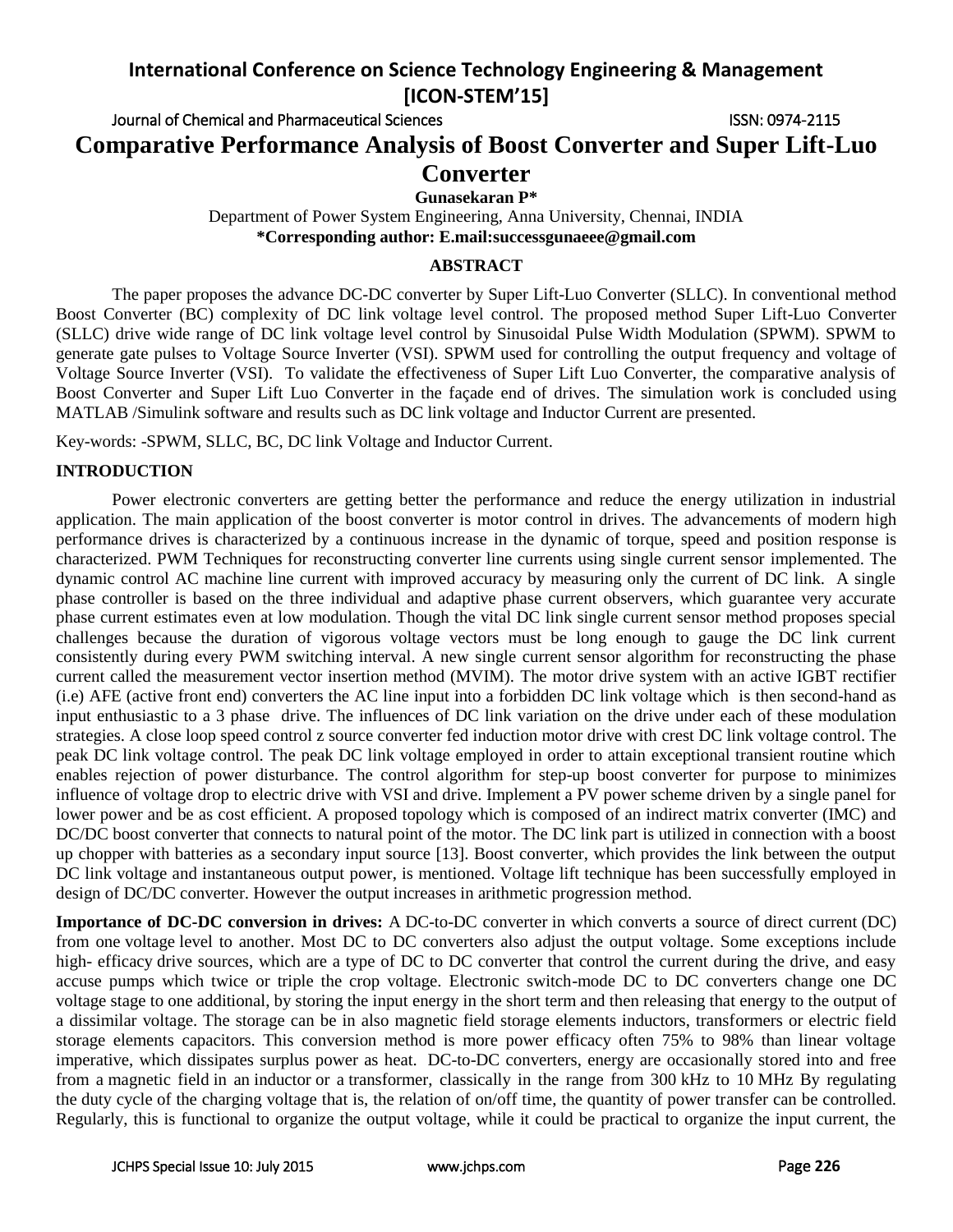# Comparative Performance Analysis of Boost Converter and Super Lift-Luo Converter

**Gunasekaran P***

Department of Power System Engineering, Anna University, Chennai, INDIA

***Corresponding author: E.mail:successgunaeee@gmail.com**

## ABSTRACT

The paper proposes the advance DC-DC converter by Super Lift-Luo Converter (SLLC). In conventional method Boost Converter (BC) complexity of DC link voltage level control. The proposed method Super Lift-Luo Converter (SLLC) drive wide range of DC link voltage level control by Sinusoidal Pulse Width Modulation (SPWM). SPWM to generate gate pulses to Voltage Source Inverter (VSI). SPWM used for controlling the output frequency and voltage of Voltage Source Inverter (VSI). To validate the effectiveness of Super Lift Luo Converter, the comparative analysis of Boost Converter and Super Lift Luo Converter in the façade end of drives. The simulation work is concluded using MATLAB /Simulink software and results such as DC link voltage and Inductor Current are presented.

Key-words: -SPWM, SLLC, BC, DC link Voltage and Inductor Current.

## INTRODUCTION

Power electronic converters are getting better the performance and reduce the energy utilization in industrial application. The main application of the boost converter is motor control in drives. The advancements of modern high performance drives is characterized by a continuous increase in the dynamic of torque, speed and position response is characterized. PWM Techniques for reconstructing converter line currents using single current sensor implemented. The dynamic control AC machine line current with improved accuracy by measuring only the current of DC link. A single phase controller is based on the three individual and adaptive phase current observers, which guarantee very accurate phase current estimates even at low modulation. Though the vital DC link single current sensor method proposes special challenges because the duration of vigorous voltage vectors must be long enough to gauge the DC link current consistently during every PWM switching interval. A new single current sensor algorithm for reconstructing the phase current called the measurement vector insertion method (MVIM). The motor drive system with an active IGBT rectifier (i.e) AFE (active front end) converters the AC line input into a forbidden DC link voltage which is then second-hand as input enthusiastic to a 3 phase drive. The influences of DC link variation on the drive under each of these modulation strategies. A close loop speed control z source converter fed induction motor drive with crest DC link voltage control. The peak DC link voltage control. The peak DC link voltage employed in order to attain exceptional transient routine which enables rejection of power disturbance. The control algorithm for step-up boost converter for purpose to minimizes influence of voltage drop to electric drive with VSI and drive. Implement a PV power scheme driven by a single panel for lower power and be as cost efficient. A proposed topology which is composed of an indirect matrix converter (IMC) and DC/DC boost converter that connects to natural point of the motor. The DC link part is utilized in connection with a boost up chopper with batteries as a secondary input source [13]. Boost converter, which provides the link between the output DC link voltage and instantaneous output power, is mentioned. Voltage lift technique has been successfully employed in design of DC/DC converter. However the output increases in arithmetic progression method.

**Importance of DC-DC conversion in drives:** A DC-to-DC converter in which converts a source of direct current (DC) from one voltage level to another. Most DC to DC converters also adjust the output voltage. Some exceptions include high- efficacy drive sources, which are a type of DC to DC converter that control the current during the drive, and easy accuse pumps which twice or triple the crop voltage. Electronic switch-mode DC to DC converters change one DC voltage stage to one additional, by storing the input energy in the short term and then releasing that energy to the output of a dissimilar voltage. The storage can be in also magnetic field storage elements inductors, transformers or electric field storage elements capacitors. This conversion method is more power efficacy often 75% to 98% than linear voltage imperative, which dissipates surplus power as heat. DC-to-DC converters, energy are occasionally stored into and free from a magnetic field in an inductor or a transformer, classically in the range from 300 kHz to 10 MHz By regulating the duty cycle of the charging voltage that is, the relation of on/off time, the quantity of power transfer can be controlled. Regularly, this is functional to organize the output voltage, while it could be practical to organize the input current, the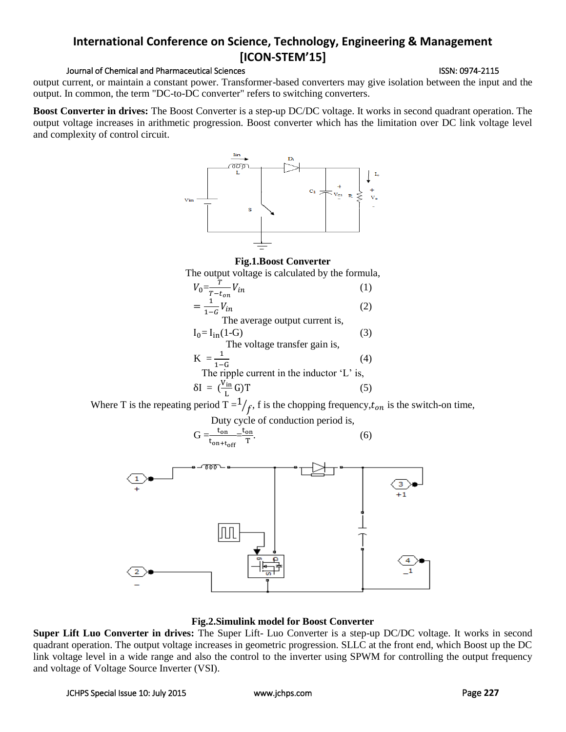output current, or maintain a constant power. Transformer-based converters may give isolation between the input and the output. In common, the term "DC-to-DC converter" refers to switching converters.

**Boost Converter in drives:** The Boost Converter is a step-up DC/DC voltage. It works in second quadrant operation. The output voltage increases in arithmetic progression. Boost converter which has the limitation over DC link voltage level and complexity of control circuit.

**Fig.1.Boost Converter**

The output voltage is calculated by the formula,

$$V_0 = \frac{T}{T - t_{on}} V_{in} \qquad (1)$$

$$= \frac{1}{1-G} V_{in} \qquad (2)$$

The average output current is,

$$I_0 = I_{in}(1-G) \qquad (3)$$

The voltage transfer gain is,

$$K = \frac{1}{1-G} \qquad (4)$$

The ripple current in the inductor 'L' is,

$$\delta I = \left(\frac{V_{in}}{L} G\right) T \qquad (5)$$

Where T is the repeating period $T = 1/f$, f is the chopping frequency, $t_{on}$ is the switch-on time,

Duty cycle of conduction period is,

$$G = \frac{t_{on}}{t_{on} + t_{off}} = \frac{t_{on}}{T}. \qquad (6)$$

**Fig.2.Simulink model for Boost Converter**

**Super Lift Luo Converter in drives:** The Super Lift- Luo Converter is a step-up DC/DC voltage. It works in second quadrant operation. The output voltage increases in geometric progression. SLLC at the front end, which Boost up the DC link voltage level in a wide range and also the control to the inverter using SPWM for controlling the output frequency and voltage of Voltage Source Inverter (VSI).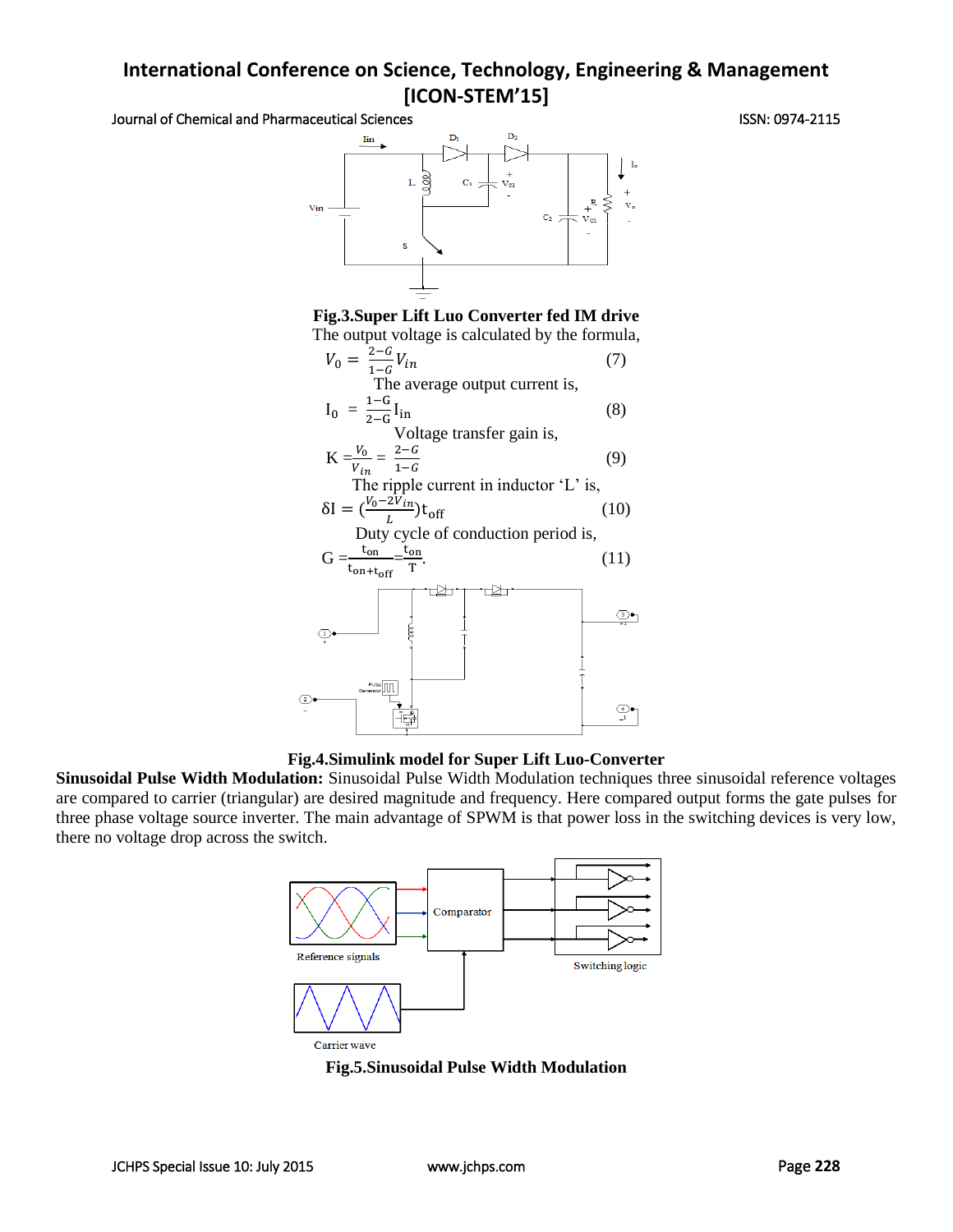Fig.3.Super Lift Luo Converter fed IM drive

The output voltage is calculated by the formula,

$$V_0 = \frac{2-G}{1-G}V_{in} \qquad (7)$$

The average output current is,

$$I_0 = \frac{1-G}{2-G}I_{in} \qquad (8)$$

Voltage transfer gain is,

$$K = \frac{V_0}{V_{in}} = \frac{2-G}{1-G} \qquad (9)$$

The ripple current in inductor 'L' is,

$$\delta I = \left(\frac{V_0 - 2V_{in}}{L}\right)t_{off} \qquad (10)$$

Duty cycle of conduction period is,

$$G = \frac{t_{on}}{t_{on}+t_{off}} = \frac{t_{on}}{T}. \qquad (11)$$

Fig.4.Simulink model for Super Lift Luo-Converter

**Sinusoidal Pulse Width Modulation:** Sinusoidal Pulse Width Modulation techniques three sinusoidal reference voltages are compared to carrier (triangular) are desired magnitude and frequency. Here compared output forms the gate pulses for three phase voltage source inverter. The main advantage of SPWM is that power loss in the switching devices is very low, there no voltage drop across the switch.

Fig.5.Sinusoidal Pulse Width Modulation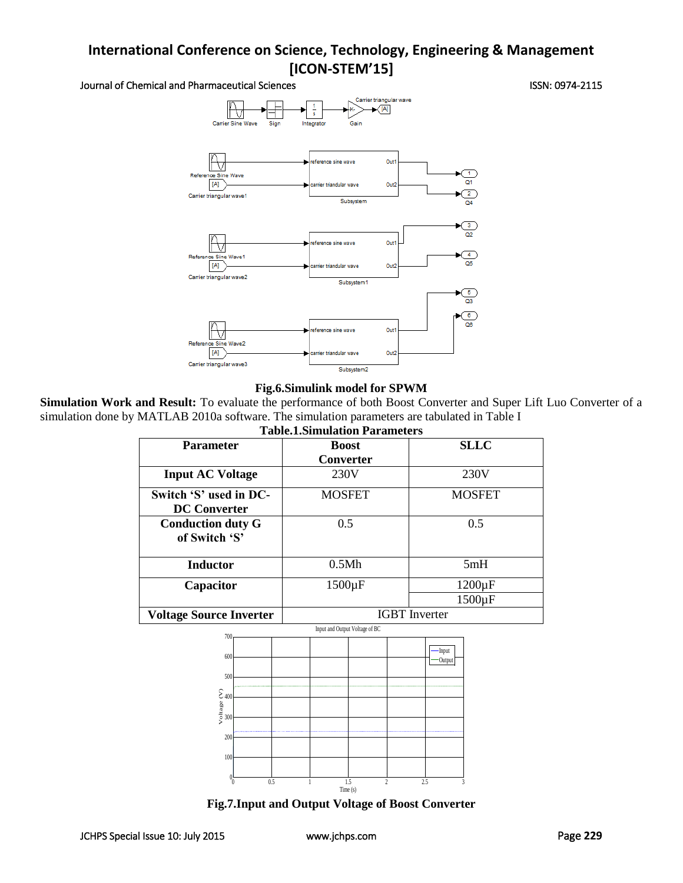**Fig.6.Simulink model for SPWM**

**Simulation Work and Result:** To evaluate the performance of both Boost Converter and Super Lift Luo Converter of a simulation done by MATLAB 2010a software. The simulation parameters are tabulated in Table I

**Table.1.Simulation Parameters**

| Parameter | Boost Converter | SLLC |
|---|---|---|
| **Input AC Voltage** | 230V | 230V |
| **Switch 'S' used in DC-DC Converter** | MOSFET | MOSFET |
| **Conduction duty G of Switch 'S'** | 0.5 | 0.5 |
| **Inductor** | 0.5Mh | 5mH |
| **Capacitor** | 1500µF | 1200µF<br>1500µF |
| **Voltage Source Inverter** | IGBT Inverter | |

**Fig.7.Input and Output Voltage of Boost Converter**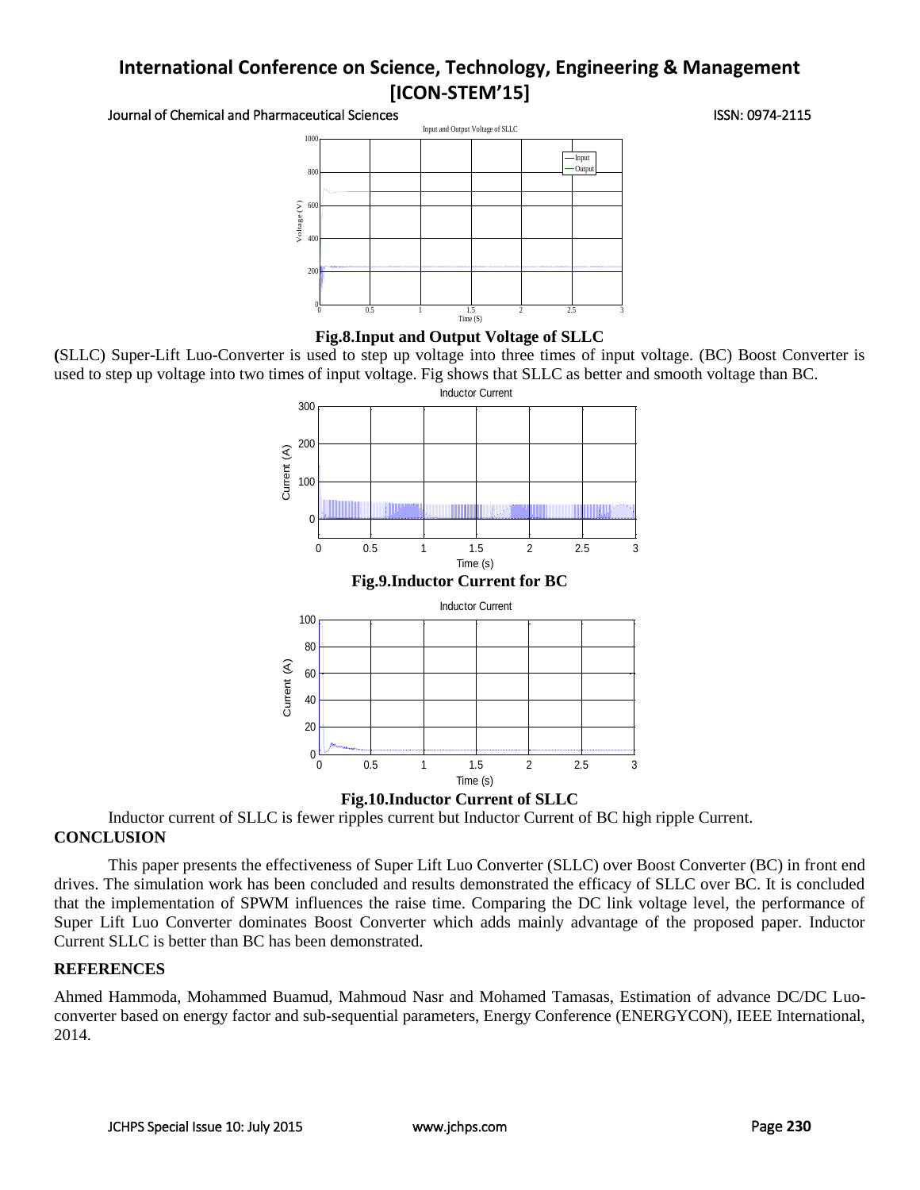**Fig.8.Input and Output Voltage of SLLC**

(SLLC) Super-Lift Luo-Converter is used to step up voltage into three times of input voltage. (BC) Boost Converter is used to step up voltage into two times of input voltage. Fig shows that SLLC as better and smooth voltage than BC.

**Fig.9.Inductor Current for BC**

**Fig.10.Inductor Current of SLLC**

Inductor current of SLLC is fewer ripples current but Inductor Current of BC high ripple Current.

## CONCLUSION

This paper presents the effectiveness of Super Lift Luo Converter (SLLC) over Boost Converter (BC) in front end drives. The simulation work has been concluded and results demonstrated the efficacy of SLLC over BC. It is concluded that the implementation of SPWM influences the raise time. Comparing the DC link voltage level, the performance of Super Lift Luo Converter dominates Boost Converter which adds mainly advantage of the proposed paper. Inductor Current SLLC is better than BC has been demonstrated.

## REFERENCES

Ahmed Hammoda, Mohammed Buamud, Mahmoud Nasr and Mohamed Tamasas, Estimation of advance DC/DC Luo-converter based on energy factor and sub-sequential parameters, Energy Conference (ENERGYCON), IEEE International, 2014.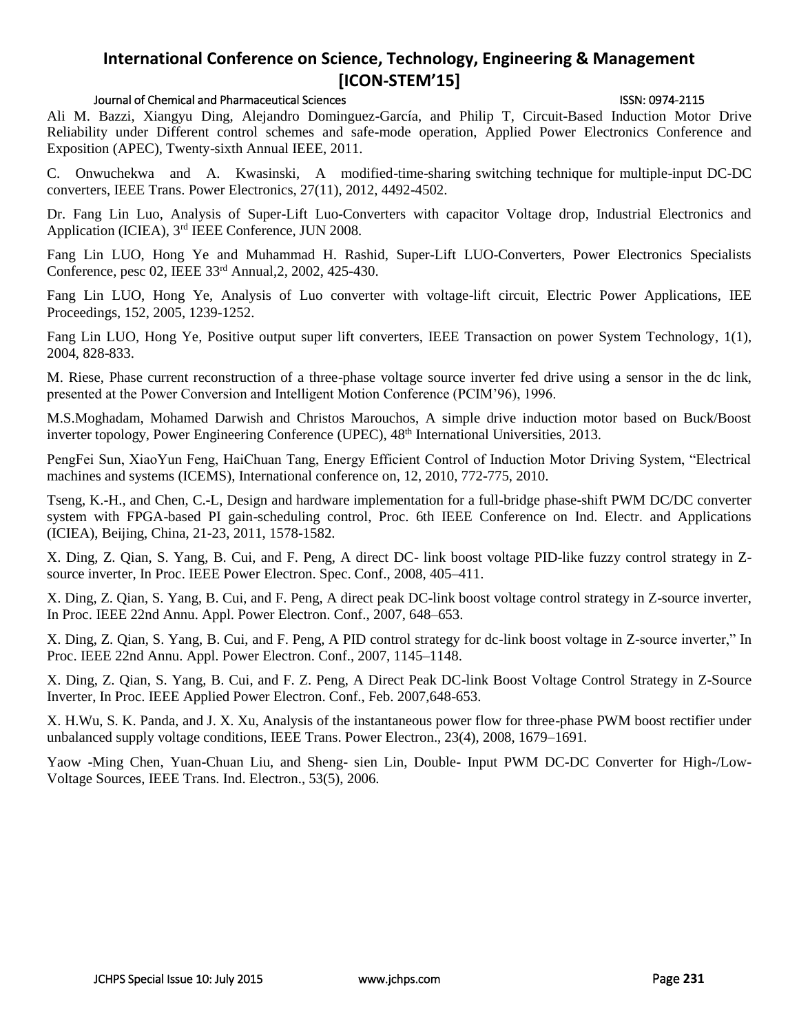Ali M. Bazzi, Xiangyu Ding, Alejandro Dominguez-García, and Philip T, Circuit-Based Induction Motor Drive Reliability under Different control schemes and safe-mode operation, Applied Power Electronics Conference and Exposition (APEC), Twenty-sixth Annual IEEE, 2011.

C. Onwuchekwa and A. Kwasinski, A modified-time-sharing switching technique for multiple-input DC-DC converters, IEEE Trans. Power Electronics, 27(11), 2012, 4492-4502.

Dr. Fang Lin Luo, Analysis of Super-Lift Luo-Converters with capacitor Voltage drop, Industrial Electronics and Application (ICIEA), 3rd IEEE Conference, JUN 2008.

Fang Lin LUO, Hong Ye and Muhammad H. Rashid, Super-Lift LUO-Converters, Power Electronics Specialists Conference, pesc 02, IEEE 33rd Annual,2, 2002, 425-430.

Fang Lin LUO, Hong Ye, Analysis of Luo converter with voltage-lift circuit, Electric Power Applications, IEE Proceedings, 152, 2005, 1239-1252.

Fang Lin LUO, Hong Ye, Positive output super lift converters, IEEE Transaction on power System Technology, 1(1), 2004, 828-833.

M. Riese, Phase current reconstruction of a three-phase voltage source inverter fed drive using a sensor in the dc link, presented at the Power Conversion and Intelligent Motion Conference (PCIM'96), 1996.

M.S.Moghadam, Mohamed Darwish and Christos Marouchos, A simple drive induction motor based on Buck/Boost inverter topology, Power Engineering Conference (UPEC), 48th International Universities, 2013.

PengFei Sun, XiaoYun Feng, HaiChuan Tang, Energy Efficient Control of Induction Motor Driving System, "Electrical machines and systems (ICEMS), International conference on, 12, 2010, 772-775, 2010.

Tseng, K.-H., and Chen, C.-L, Design and hardware implementation for a full-bridge phase-shift PWM DC/DC converter system with FPGA-based PI gain-scheduling control, Proc. 6th IEEE Conference on Ind. Electr. and Applications (ICIEA), Beijing, China, 21-23, 2011, 1578-1582.

X. Ding, Z. Qian, S. Yang, B. Cui, and F. Peng, A direct DC- link boost voltage PID-like fuzzy control strategy in Z-source inverter, In Proc. IEEE Power Electron. Spec. Conf., 2008, 405–411.

X. Ding, Z. Qian, S. Yang, B. Cui, and F. Peng, A direct peak DC-link boost voltage control strategy in Z-source inverter, In Proc. IEEE 22nd Annu. Appl. Power Electron. Conf., 2007, 648–653.

X. Ding, Z. Qian, S. Yang, B. Cui, and F. Peng, A PID control strategy for dc-link boost voltage in Z-source inverter," In Proc. IEEE 22nd Annu. Appl. Power Electron. Conf., 2007, 1145–1148.

X. Ding, Z. Qian, S. Yang, B. Cui, and F. Z. Peng, A Direct Peak DC-link Boost Voltage Control Strategy in Z-Source Inverter, In Proc. IEEE Applied Power Electron. Conf., Feb. 2007,648-653.

X. H.Wu, S. K. Panda, and J. X. Xu, Analysis of the instantaneous power flow for three-phase PWM boost rectifier under unbalanced supply voltage conditions, IEEE Trans. Power Electron., 23(4), 2008, 1679–1691.

Yaow -Ming Chen, Yuan-Chuan Liu, and Sheng- sien Lin, Double- Input PWM DC-DC Converter for High-/Low-Voltage Sources, IEEE Trans. Ind. Electron., 53(5), 2006.